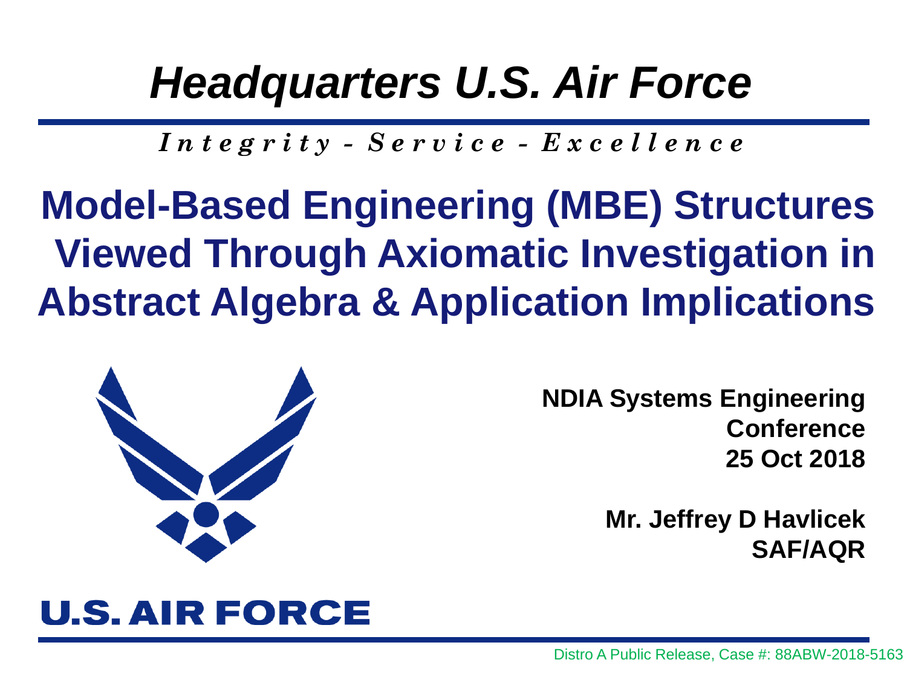# *Headquarters U.S. Air Force*

*Integrity - Service - Excellence*

# Model-Based Engineering (MBE) Structures Viewed Through Axiomatic Investigation in Abstract Algebra & Application Implications

**NDIA Systems Engineering Conference**
**25 Oct 2018**

**Mr. Jeffrey D Havlicek**
**SAF/AQR**

U.S. AIR FORCE

Distro A Public Release, Case #: 88ABW-2018-5163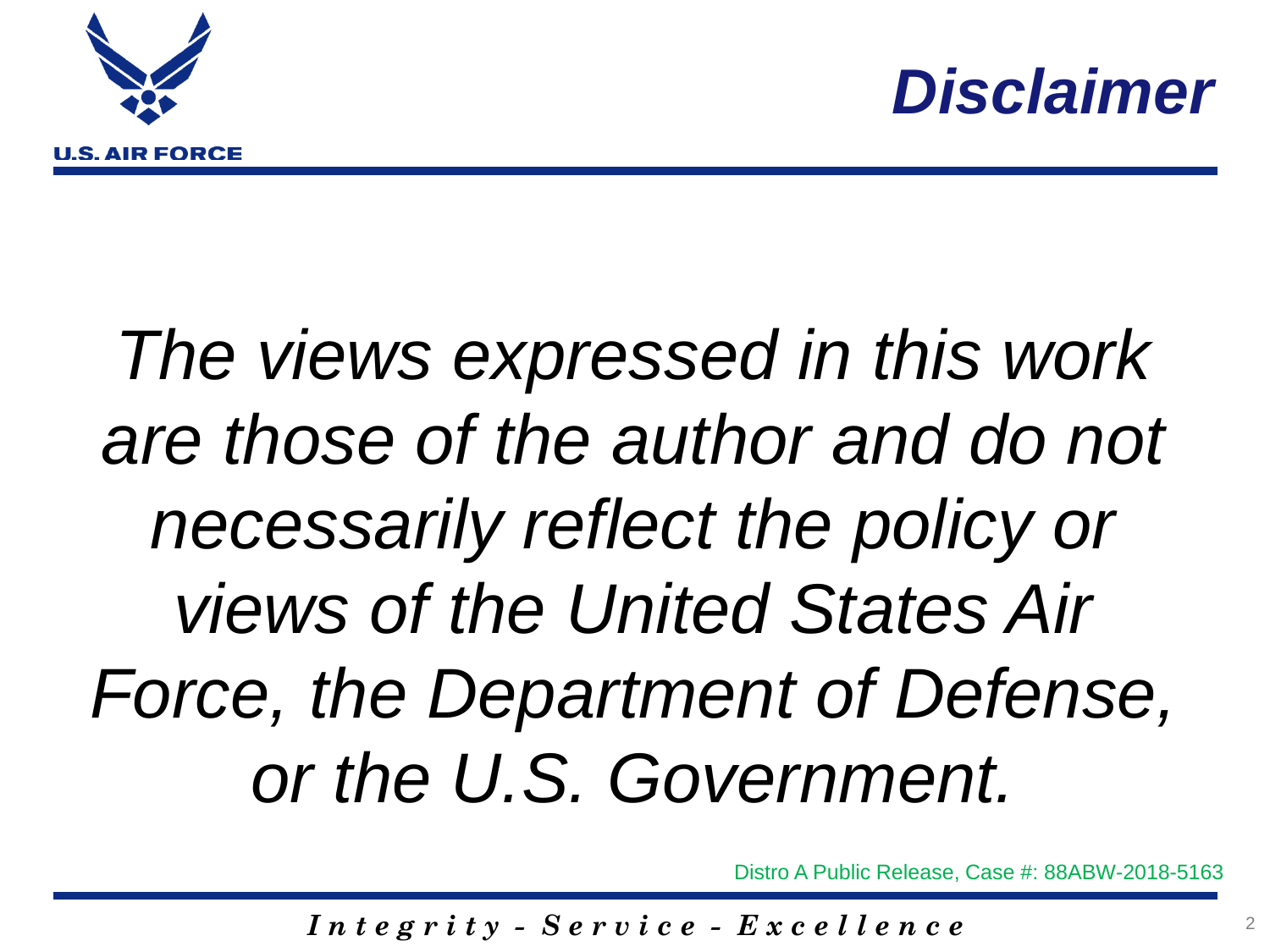# *Disclaimer*

*The views expressed in this work are those of the author and do not necessarily reflect the policy or views of the United States Air Force, the Department of Defense, or the U.S. Government.*

Distro A Public Release, Case #: 88ABW-2018-5163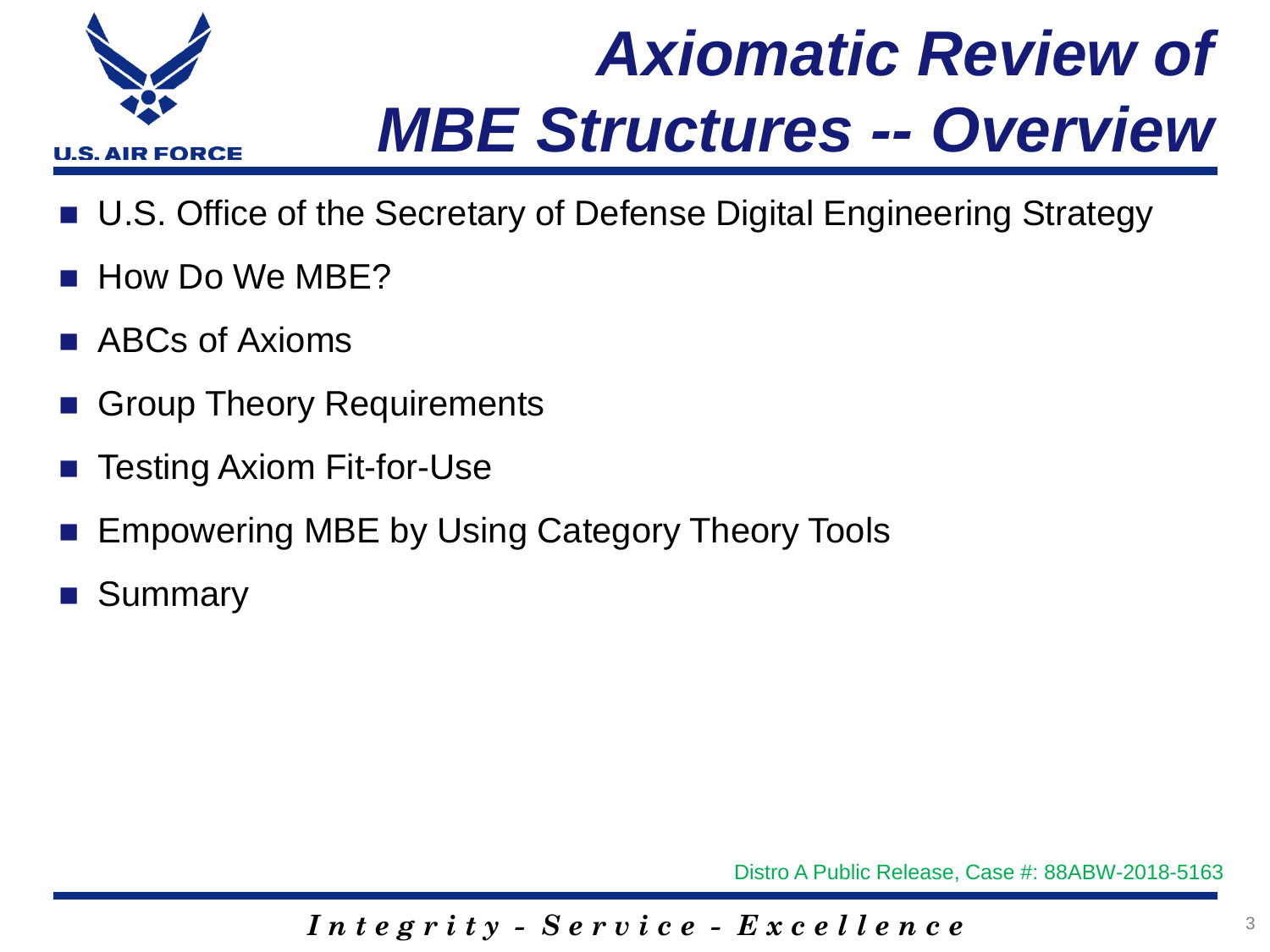# *Axiomatic Review of MBE Structures -- Overview*

- U.S. Office of the Secretary of Defense Digital Engineering Strategy
- How Do We MBE?
- ABCs of Axioms
- Group Theory Requirements
- Testing Axiom Fit-for-Use
- Empowering MBE by Using Category Theory Tools
- Summary

Distro A Public Release, Case #: 88ABW-2018-5163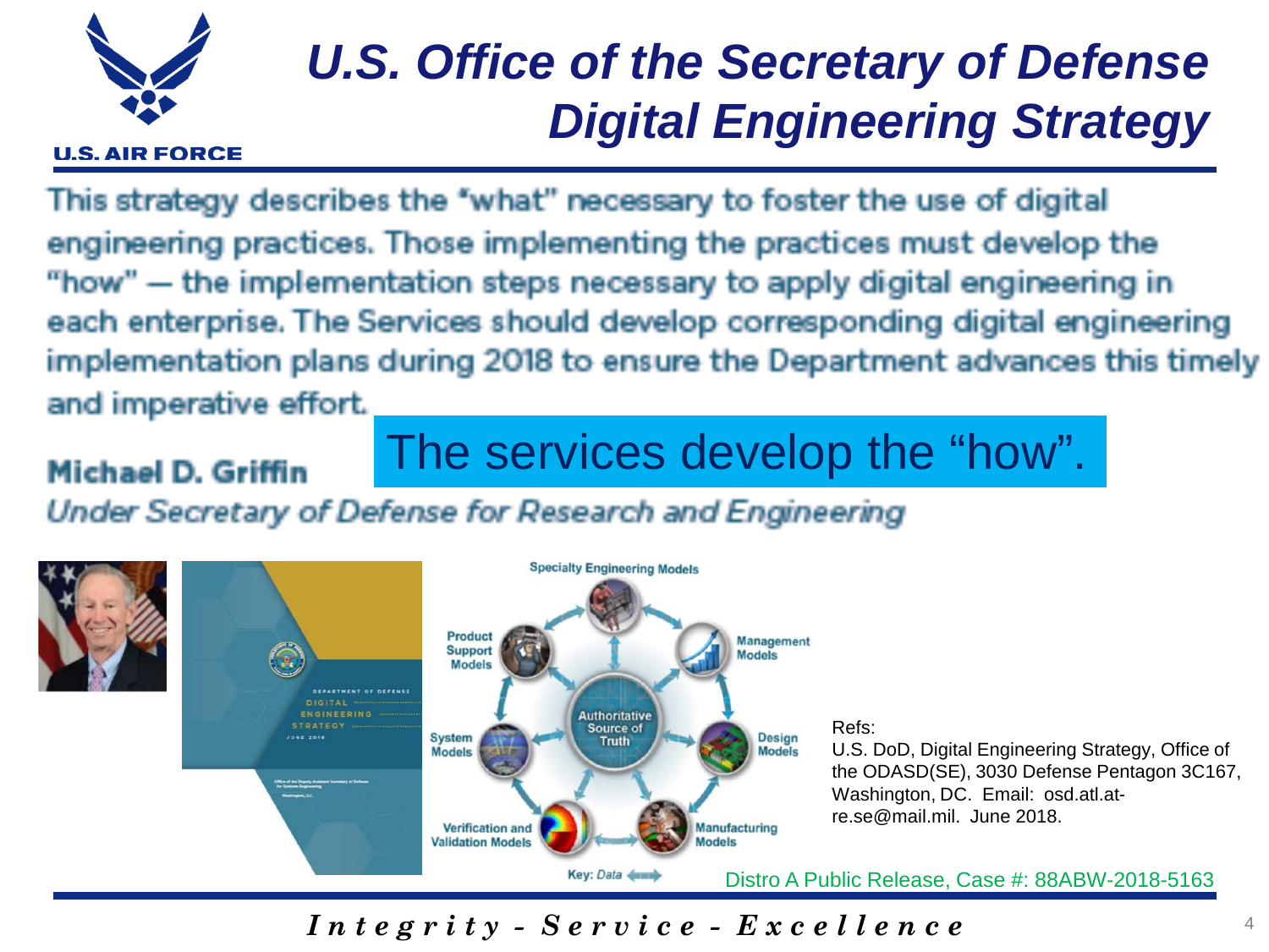# U.S. Office of the Secretary of Defense Digital Engineering Strategy

This strategy describes the "what" necessary to foster the use of digital engineering practices. Those implementing the practices must develop the "how" — the implementation steps necessary to apply digital engineering in each enterprise. The Services should develop corresponding digital engineering implementation plans during 2018 to ensure the Department advances this timely and imperative effort.

**Michael D. Griffin**
*Under Secretary of Defense for Research and Engineering*

The services develop the "how".

Specialty Engineering Models, Management Models, Design Models, Manufacturing Models, Verification and Validation Models, System Models, Product Support Models, Authoritative Source of Truth

Key: *Data*

Refs:
U.S. DoD, Digital Engineering Strategy, Office of the ODASD(SE), 3030 Defense Pentagon 3C167, Washington, DC. Email: osd.atl.at-re.se@mail.mil. June 2018.

Distro A Public Release, Case #: 88ABW-2018-5163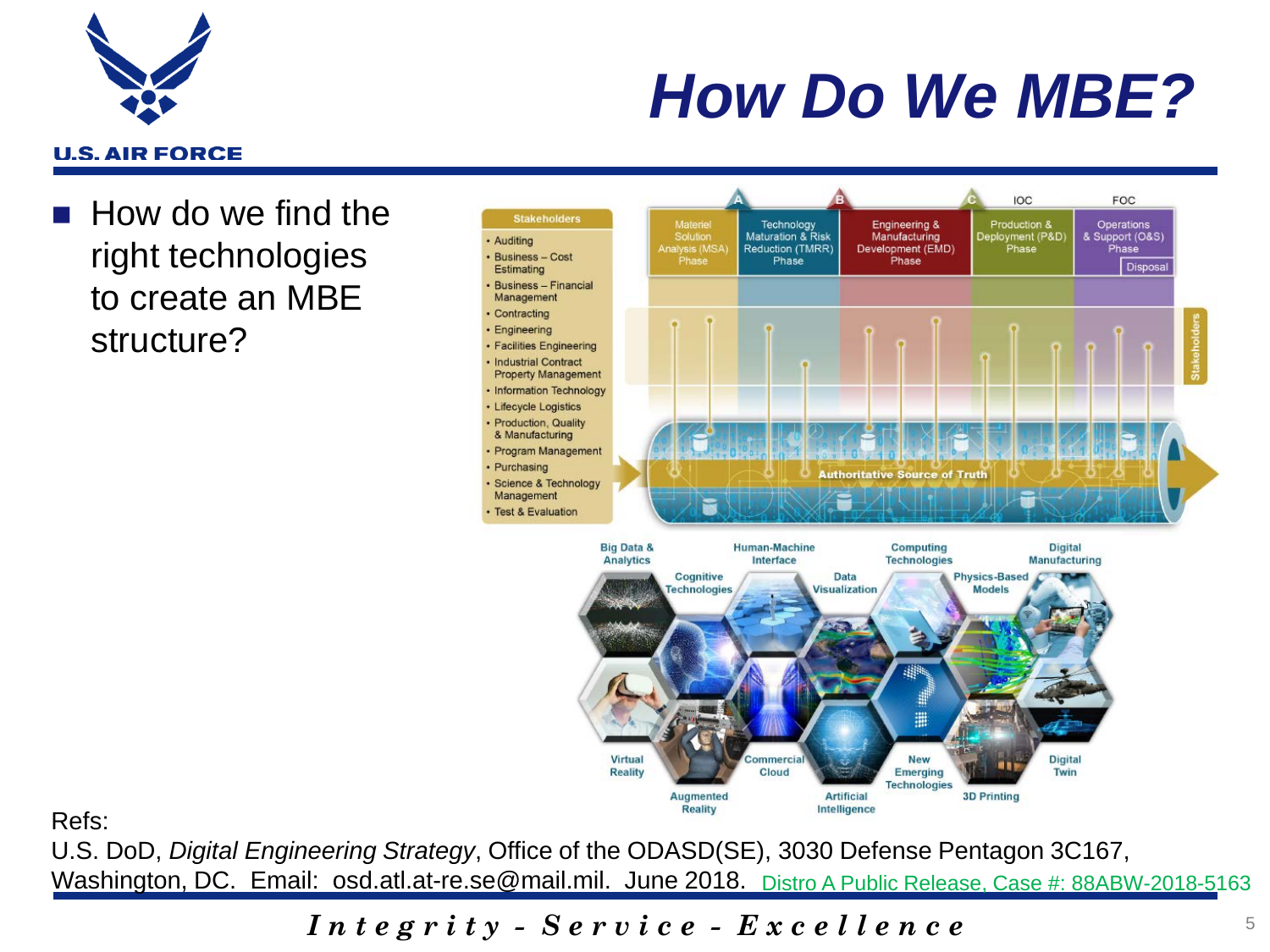# How Do We MBE?

- How do we find the right technologies to create an MBE structure?

**Stakeholders**

- Auditing
- Business – Cost Estimating
- Business – Financial Management
- Contracting
- Engineering
- Facilities Engineering
- Industrial Contract Property Management
- Information Technology
- Lifecycle Logistics
- Production, Quality & Manufacturing
- Program Management
- Purchasing
- Science & Technology Management
- Test & Evaluation

| A | | B | | C | IOC | FOC |
|---|---|---|---|---|---|---|
| Materiel Solution Analysis (MSA) Phase | Technology Maturation & Risk Reduction (TMRR) Phase | | Engineering & Manufacturing Development (EMD) Phase | | Production & Deployment (P&D) Phase | Operations & Support (O&S) Phase / Disposal |

Authoritative Source of Truth

Big Data & Analytics, Cognitive Technologies, Human-Machine Interface, Data Visualization, Computing Technologies, Physics-Based Models, Digital Manufacturing, Virtual Reality, Augmented Reality, Commercial Cloud, Artificial Intelligence, New Emerging Technologies, 3D Printing, Digital Twin

Refs:
U.S. DoD, *Digital Engineering Strategy*, Office of the ODASD(SE), 3030 Defense Pentagon 3C167, Washington, DC. Email: osd.atl.at-re.se@mail.mil. June 2018. Distro A Public Release, Case #: 88ABW-2018-5163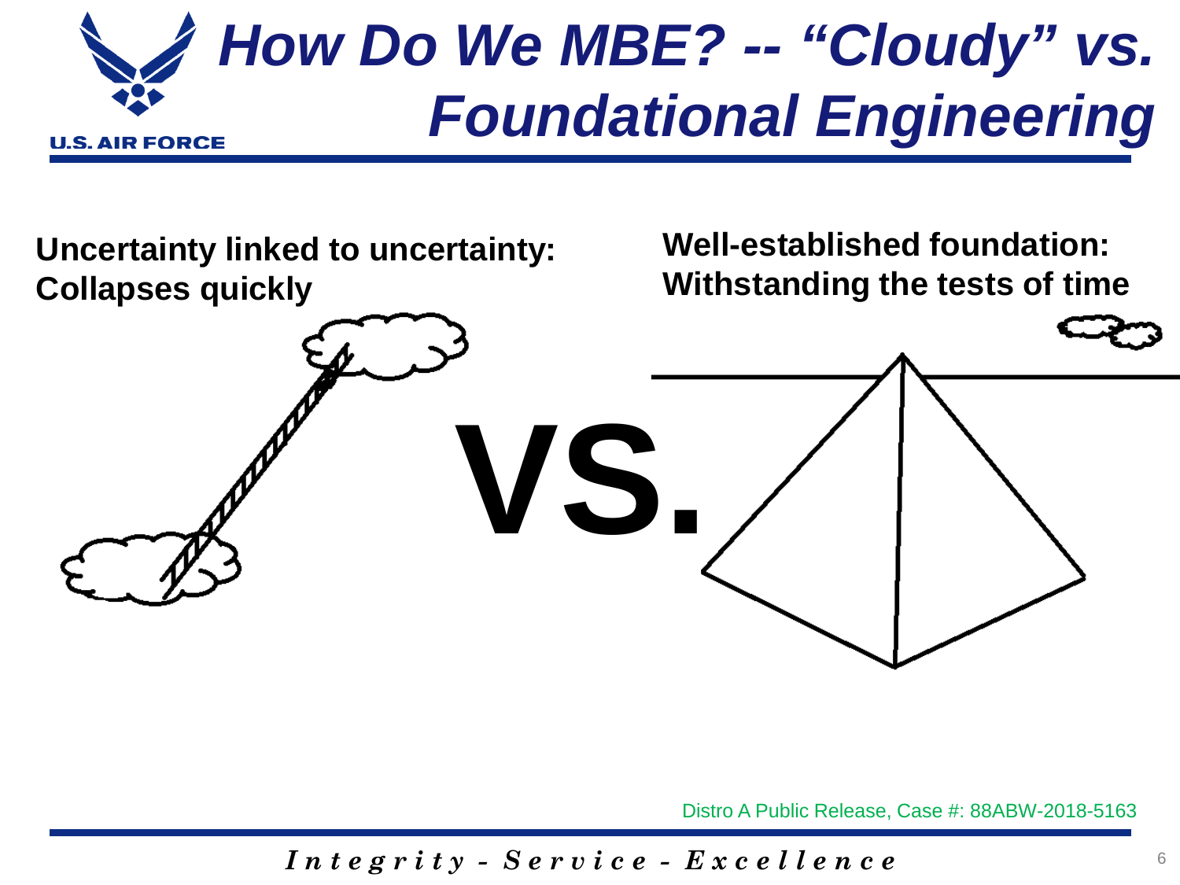# How Do We MBE? -- “Cloudy” vs. Foundational Engineering

**Uncertainty linked to uncertainty: Collapses quickly**

**VS.**

**Well-established foundation: Withstanding the tests of time**

Distro A Public Release, Case #: 88ABW-2018-5163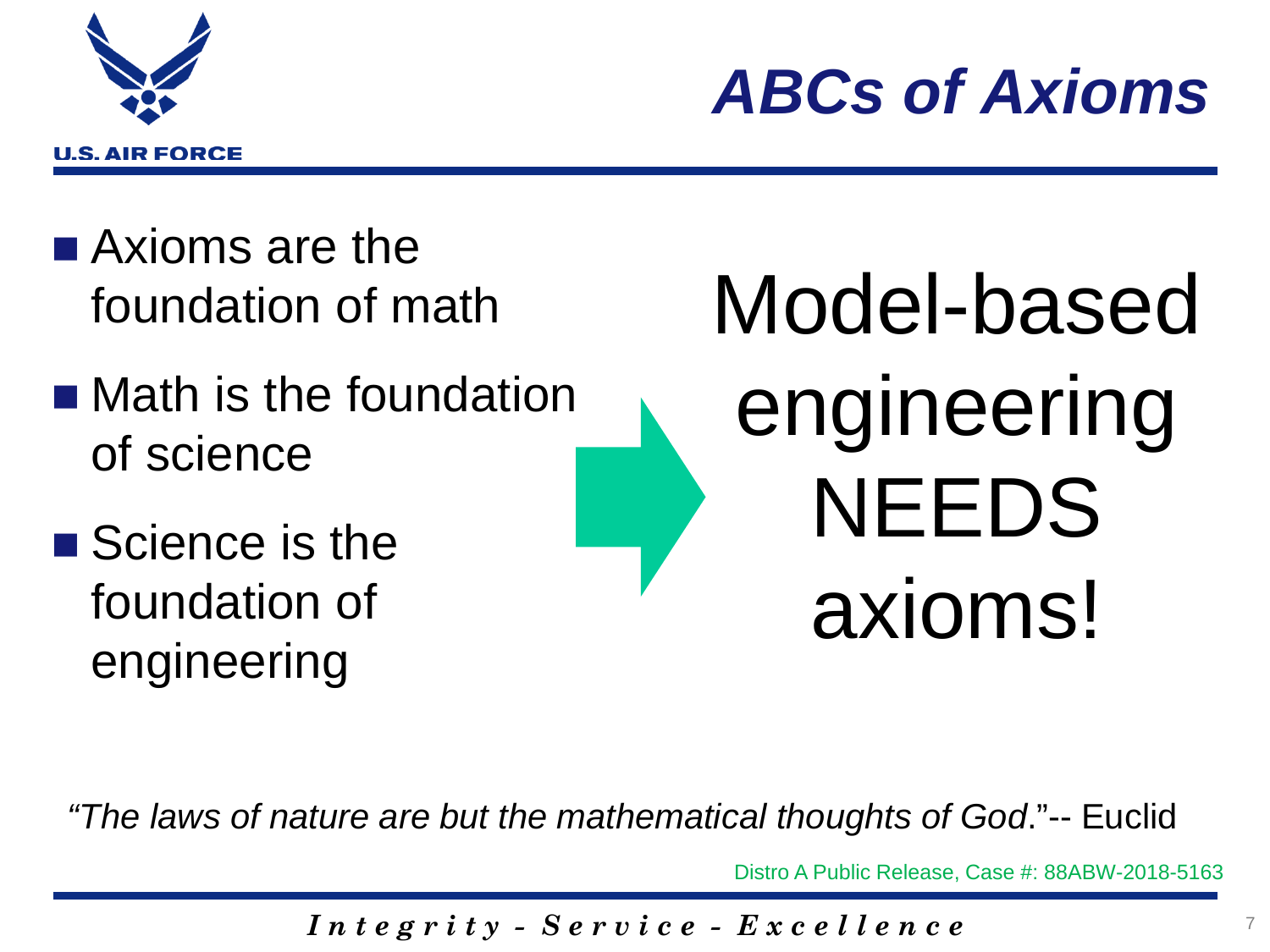# ABCs of Axioms

- Axioms are the foundation of math
- Math is the foundation of science
- Science is the foundation of engineering

Model-based engineering NEEDS axioms!

*"The laws of nature are but the mathematical thoughts of God*."-- Euclid

Distro A Public Release, Case #: 88ABW-2018-5163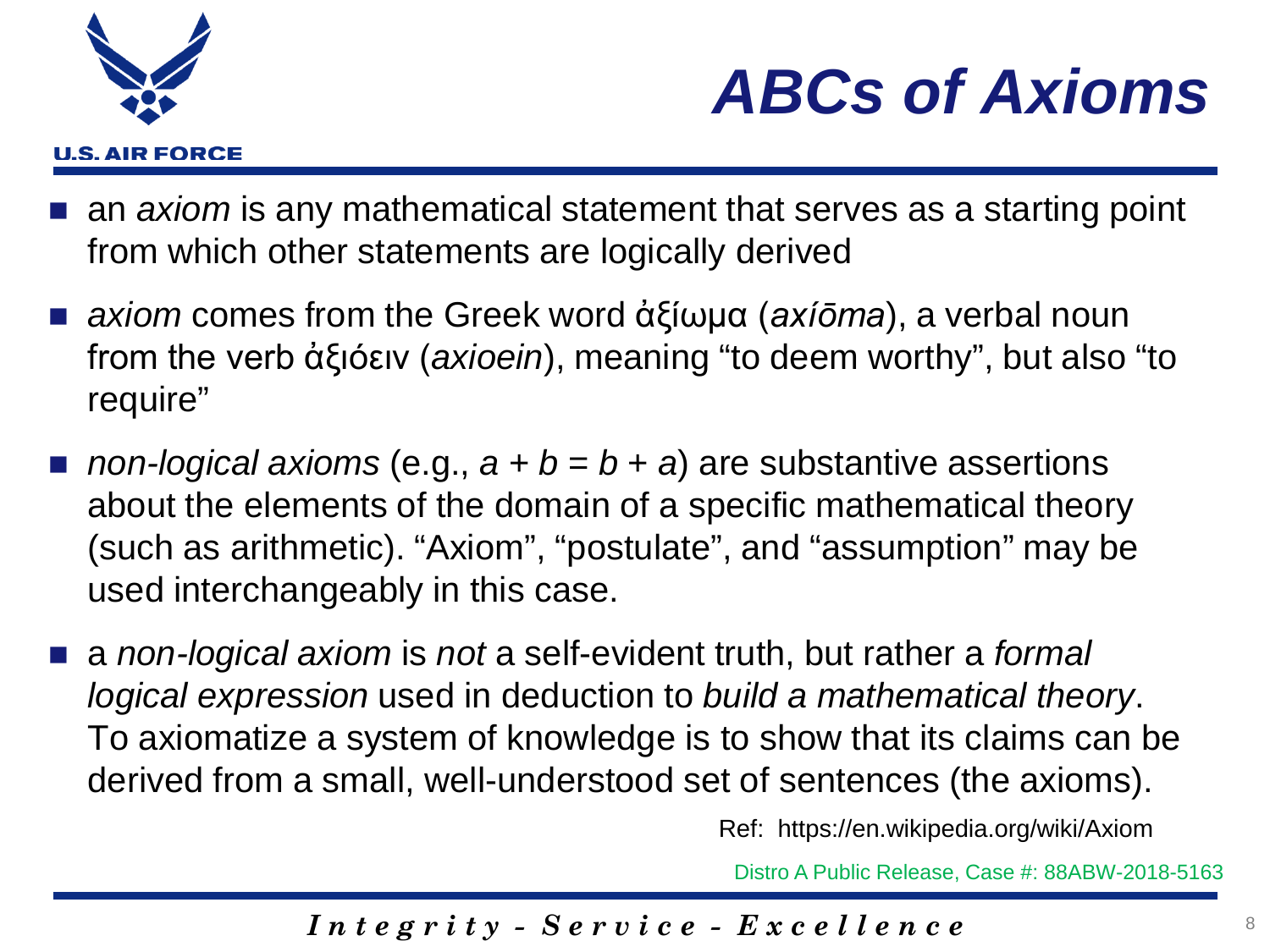# ABCs of Axioms

- an *axiom* is any mathematical statement that serves as a starting point from which other statements are logically derived
- *axiom* comes from the Greek word ἀξίωμα (*axíōma*), a verbal noun from the verb ἀξιόειν (*axioein*), meaning "to deem worthy", but also "to require"
- *non-logical axioms* (e.g., $a + b = b + a$) are substantive assertions about the elements of the domain of a specific mathematical theory (such as arithmetic). "Axiom", "postulate", and "assumption" may be used interchangeably in this case.
- a *non-logical axiom* is *not* a self-evident truth, but rather a *formal logical expression* used in deduction to *build a mathematical theory*. To axiomatize a system of knowledge is to show that its claims can be derived from a small, well-understood set of sentences (the axioms).

Ref: https://en.wikipedia.org/wiki/Axiom

Distro A Public Release, Case #: 88ABW-2018-5163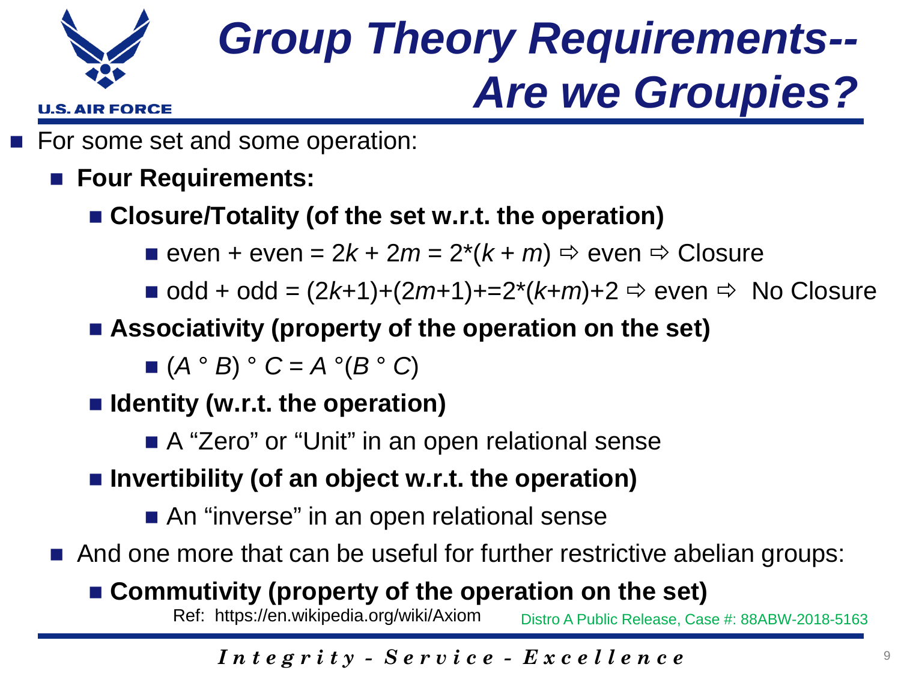# Group Theory Requirements-- Are we Groupies?

- For some set and some operation:
  - **Four Requirements:**
    - **Closure/Totality (of the set w.r.t. the operation)**
      - even + even = $2k + 2m = 2*(k + m)$ ⇨ even ⇨ Closure
      - odd + odd = $(2k+1)+(2m+1)+=2*(k+m)+2$ ⇨ even ⇨ No Closure
    - **Associativity (property of the operation on the set)**
      - $(A \circ B) \circ C = A \circ (B \circ C)$
    - **Identity (w.r.t. the operation)**
      - A “Zero” or “Unit” in an open relational sense
    - **Invertibility (of an object w.r.t. the operation)**
      - An “inverse” in an open relational sense
  - And one more that can be useful for further restrictive abelian groups:
    - **Commutivity (property of the operation on the set)**

Ref: https://en.wikipedia.org/wiki/Axiom

Distro A Public Release, Case #: 88ABW-2018-5163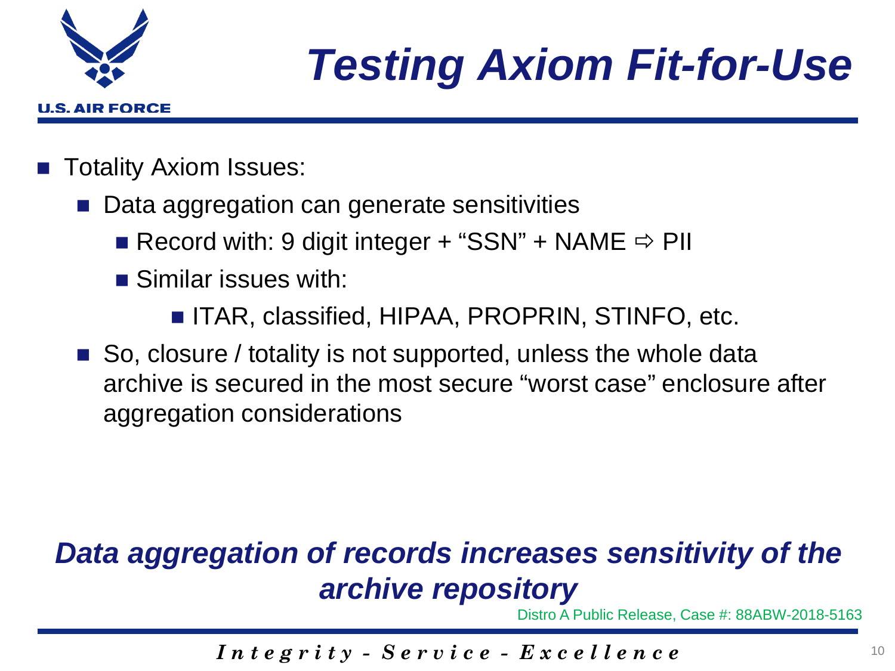# Testing Axiom Fit-for-Use

- Totality Axiom Issues:
  - Data aggregation can generate sensitivities
    - Record with: 9 digit integer + "SSN" + NAME ⇨ PII
    - Similar issues with:
      - ITAR, classified, HIPAA, PROPRIN, STINFO, etc.
  - So, closure / totality is not supported, unless the whole data archive is secured in the most secure "worst case" enclosure after aggregation considerations

***Data aggregation of records increases sensitivity of the archive repository***

Distro A Public Release, Case #: 88ABW-2018-5163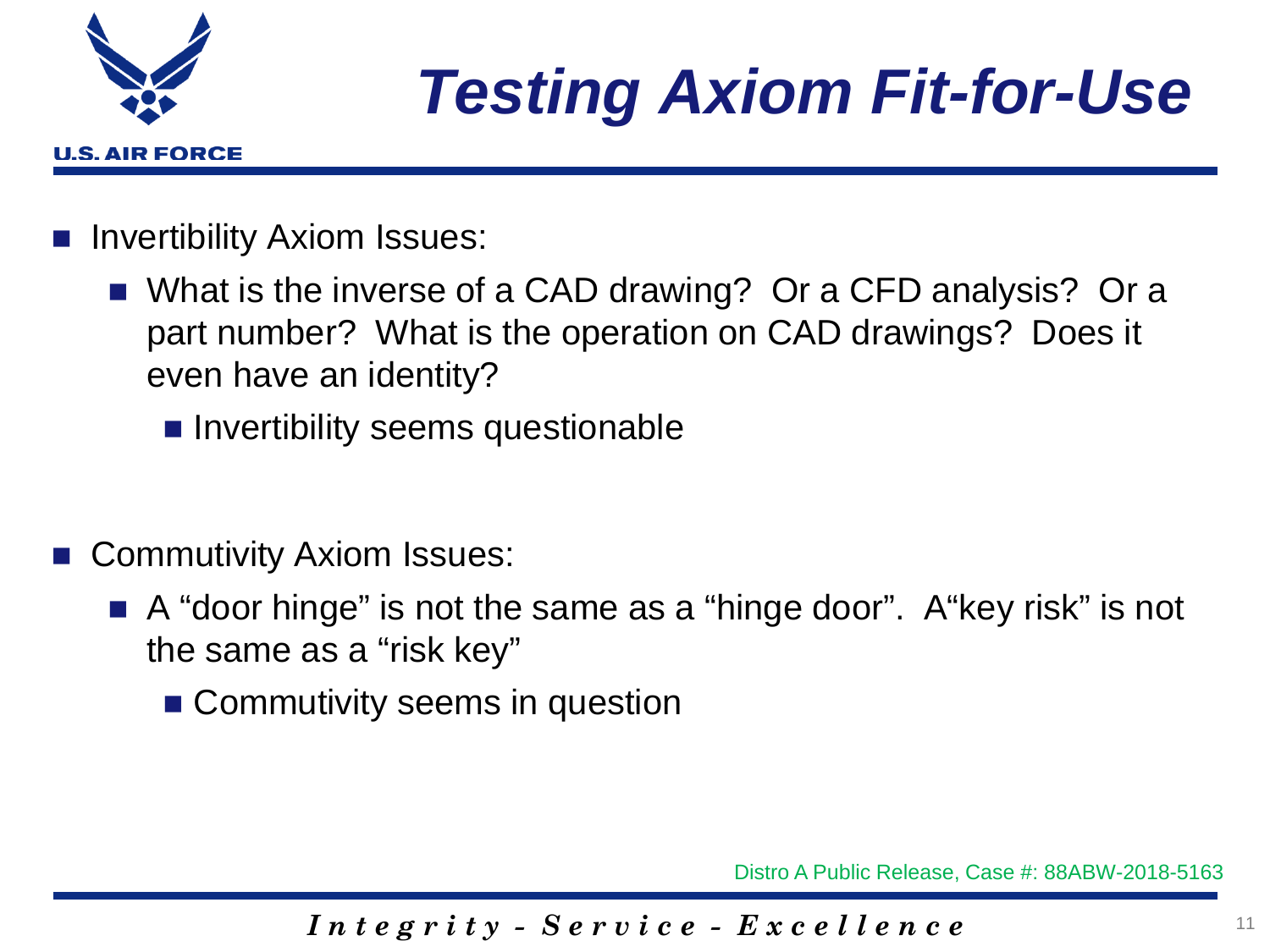# Testing Axiom Fit-for-Use

- Invertibility Axiom Issues:
  - What is the inverse of a CAD drawing? Or a CFD analysis? Or a part number? What is the operation on CAD drawings? Does it even have an identity?
    - Invertibility seems questionable

- Commutivity Axiom Issues:
  - A "door hinge" is not the same as a "hinge door". A"key risk" is not the same as a "risk key"
    - Commutivity seems in question

Distro A Public Release, Case #: 88ABW-2018-5163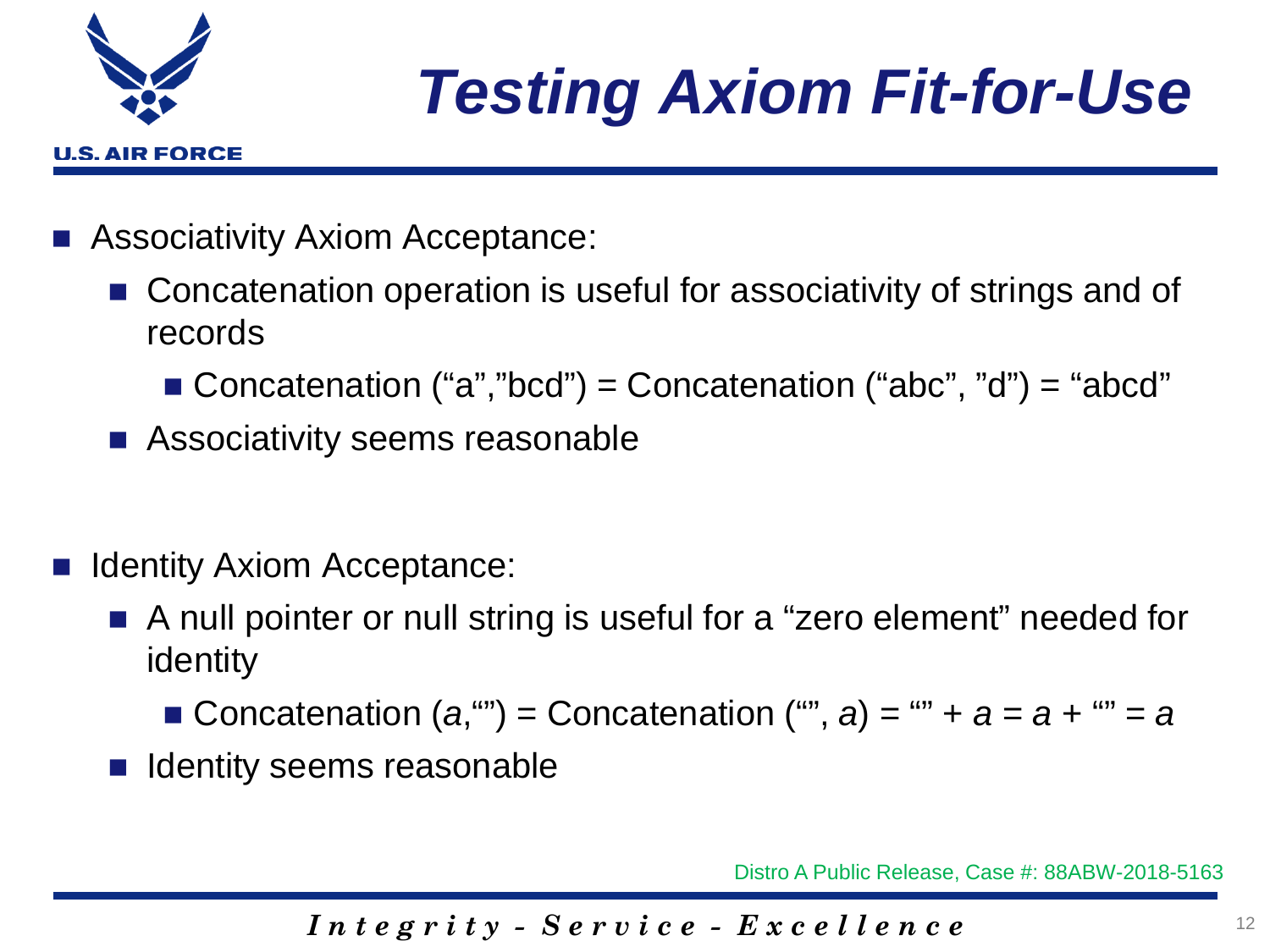# Testing Axiom Fit-for-Use

- Associativity Axiom Acceptance:
  - Concatenation operation is useful for associativity of strings and of records
    - Concatenation (“a”,”bcd”) = Concatenation (“abc”, ”d”) = “abcd”
  - Associativity seems reasonable

- Identity Axiom Acceptance:
  - A null pointer or null string is useful for a “zero element” needed for identity
    - Concatenation ($a$,“”) = Concatenation (“”, $a$) = “” + $a$ = $a$ + “” = $a$
  - Identity seems reasonable

Distro A Public Release, Case #: 88ABW-2018-5163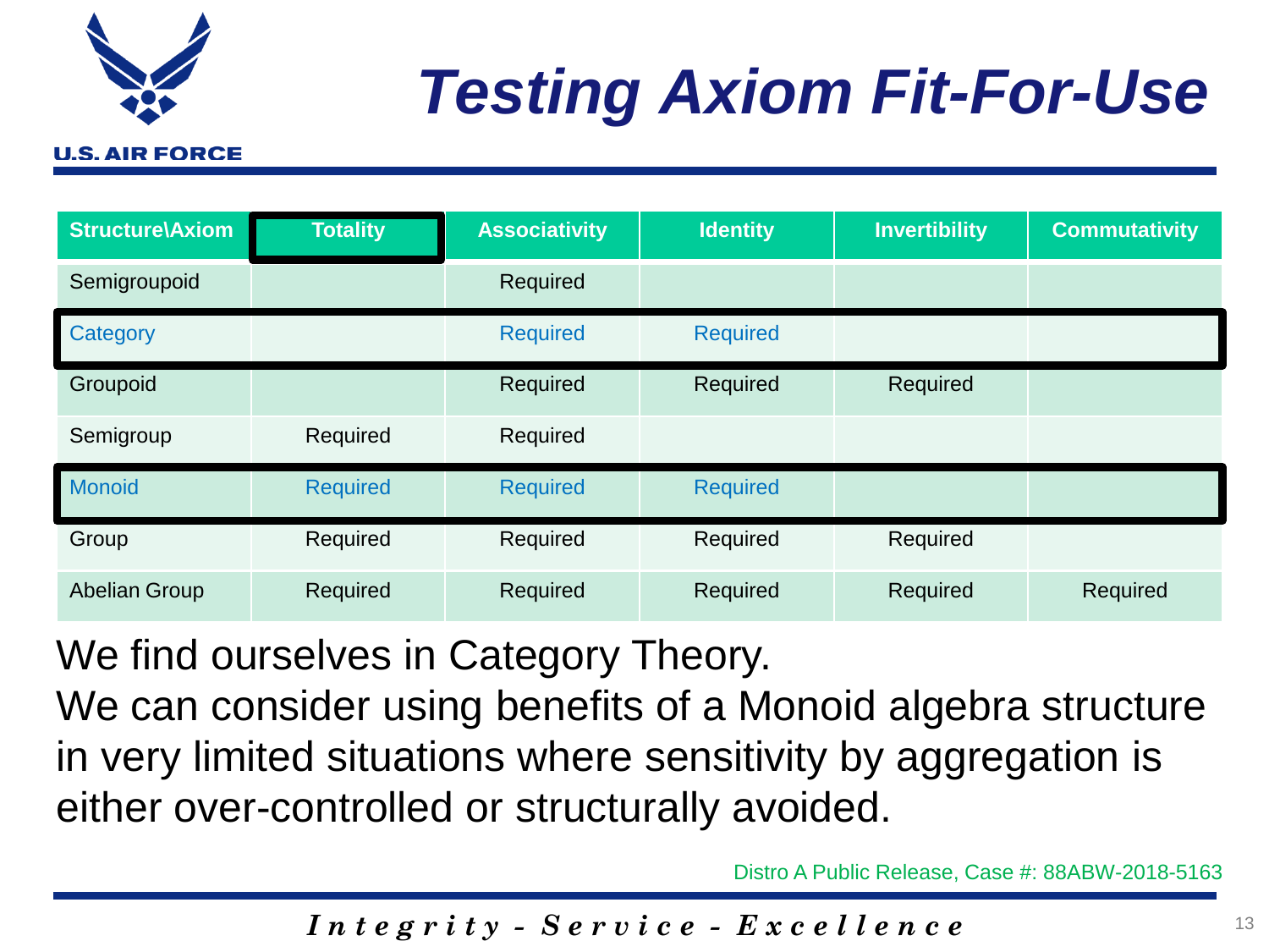# Testing Axiom Fit-For-Use

| Structure\Axiom | Totality | Associativity | Identity | Invertibility | Commutativity |
|---|---|---|---|---|---|
| Semigroupoid | | Required | | | |
| Category | | Required | Required | | |
| Groupoid | | Required | Required | Required | |
| Semigroup | Required | Required | | | |
| Monoid | Required | Required | Required | | |
| Group | Required | Required | Required | Required | |
| Abelian Group | Required | Required | Required | Required | Required |

We find ourselves in Category Theory.

We can consider using benefits of a Monoid algebra structure in very limited situations where sensitivity by aggregation is either over-controlled or structurally avoided.

Distro A Public Release, Case #: 88ABW-2018-5163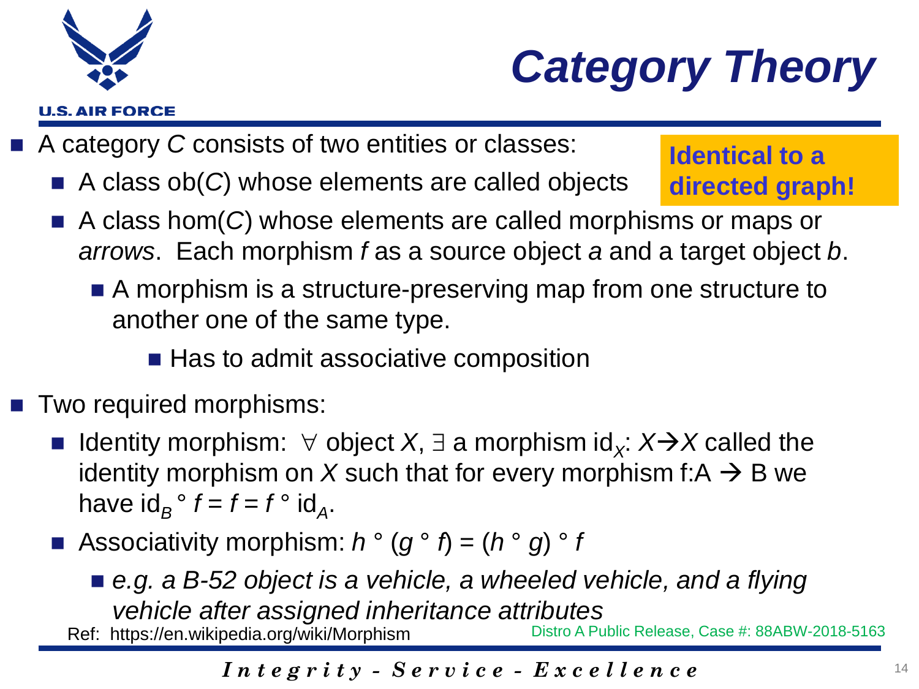# Category Theory

- A category $C$ consists of two entities or classes:
  - A class ob($C$) whose elements are called objects
  - A class hom($C$) whose elements are called morphisms or maps or *arrows*. Each morphism $f$ as a source object $a$ and a target object $b$.
    - A morphism is a structure-preserving map from one structure to another one of the same type.
      - Has to admit associative composition

**Identical to a directed graph!**

- Two required morphisms:
  - Identity morphism: $\forall$ object $X$, $\exists$ a morphism $id_X$: $X \rightarrow X$ called the identity morphism on $X$ such that for every morphism f:A $\rightarrow$ B we have $id_B \circ f = f = f \circ id_A$.
  - Associativity morphism: $h \circ (g \circ f) = (h \circ g) \circ f$
    - *e.g. a B-52 object is a vehicle, a wheeled vehicle, and a flying vehicle after assigned inheritance attributes*

Ref: https://en.wikipedia.org/wiki/Morphism

Distro A Public Release, Case #: 88ABW-2018-5163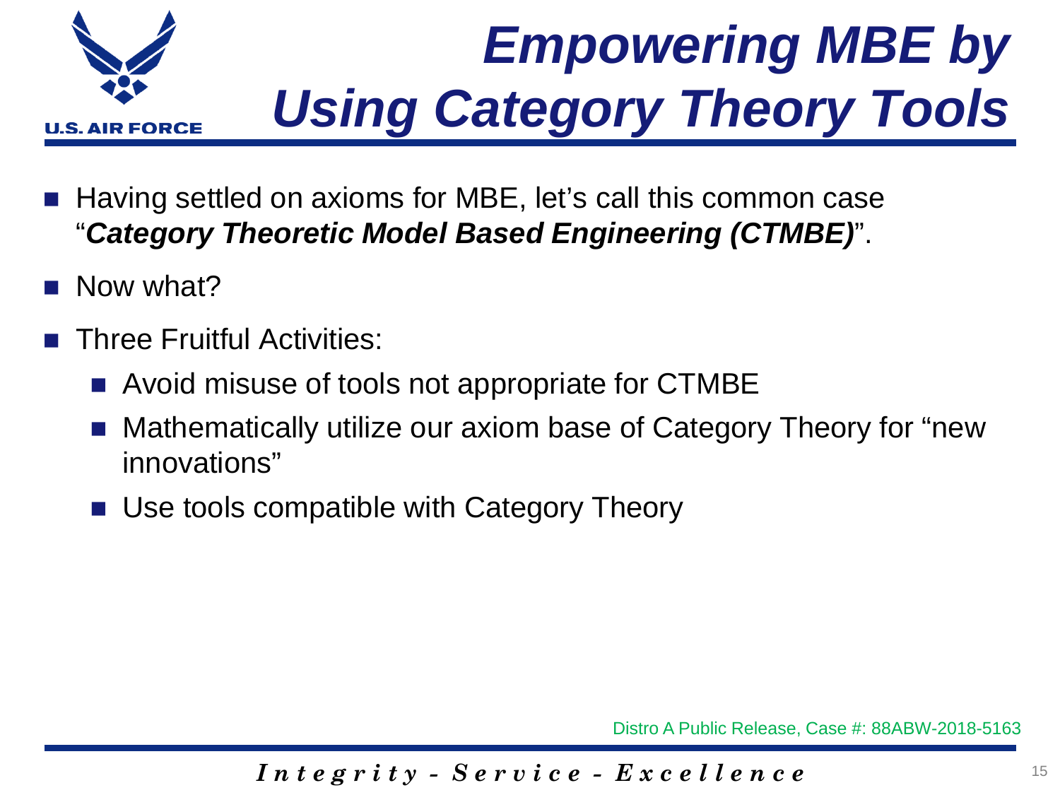# *Empowering MBE by Using Category Theory Tools*

- Having settled on axioms for MBE, let's call this common case "***Category Theoretic Model Based Engineering (CTMBE)***".
- Now what?
- Three Fruitful Activities:
  - Avoid misuse of tools not appropriate for CTMBE
  - Mathematically utilize our axiom base of Category Theory for "new innovations"
  - Use tools compatible with Category Theory

Distro A Public Release, Case #: 88ABW-2018-5163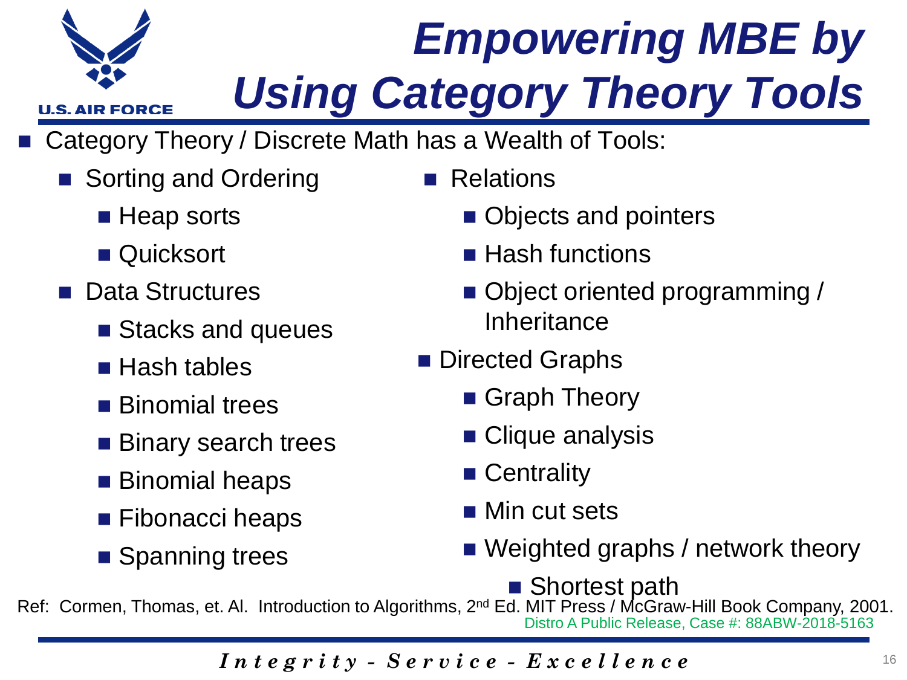# Empowering MBE by Using Category Theory Tools

- Category Theory / Discrete Math has a Wealth of Tools:
  - Sorting and Ordering
    - Heap sorts
    - Quicksort
  - Data Structures
    - Stacks and queues
    - Hash tables
    - Binomial trees
    - Binary search trees
    - Binomial heaps
    - Fibonacci heaps
    - Spanning trees
  - Relations
    - Objects and pointers
    - Hash functions
    - Object oriented programming / Inheritance
  - Directed Graphs
    - Graph Theory
    - Clique analysis
    - Centrality
    - Min cut sets
    - Weighted graphs / network theory
      - Shortest path

Ref: Cormen, Thomas, et. Al. Introduction to Algorithms, 2nd Ed. MIT Press / McGraw-Hill Book Company, 2001.

Distro A Public Release, Case #: 88ABW-2018-5163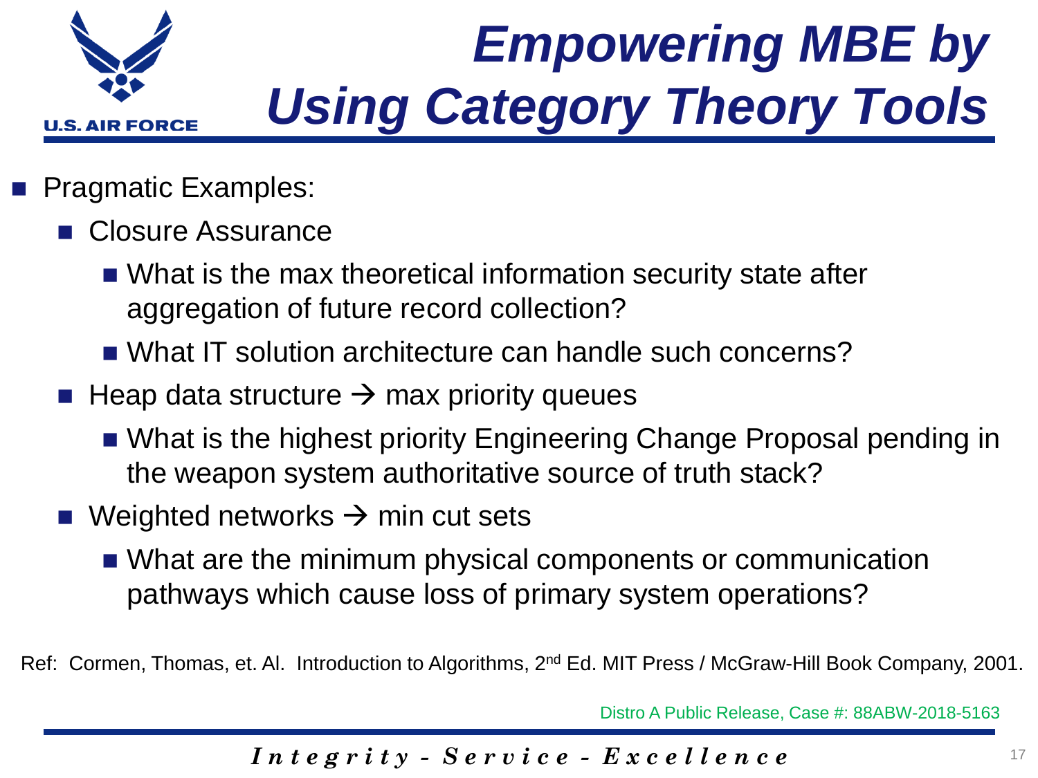# Empowering MBE by Using Category Theory Tools

- Pragmatic Examples:
  - Closure Assurance
    - What is the max theoretical information security state after aggregation of future record collection?
    - What IT solution architecture can handle such concerns?
  - Heap data structure → max priority queues
    - What is the highest priority Engineering Change Proposal pending in the weapon system authoritative source of truth stack?
  - Weighted networks → min cut sets
    - What are the minimum physical components or communication pathways which cause loss of primary system operations?

Ref: Cormen, Thomas, et. Al. Introduction to Algorithms, 2nd Ed. MIT Press / McGraw-Hill Book Company, 2001.

Distro A Public Release, Case #: 88ABW-2018-5163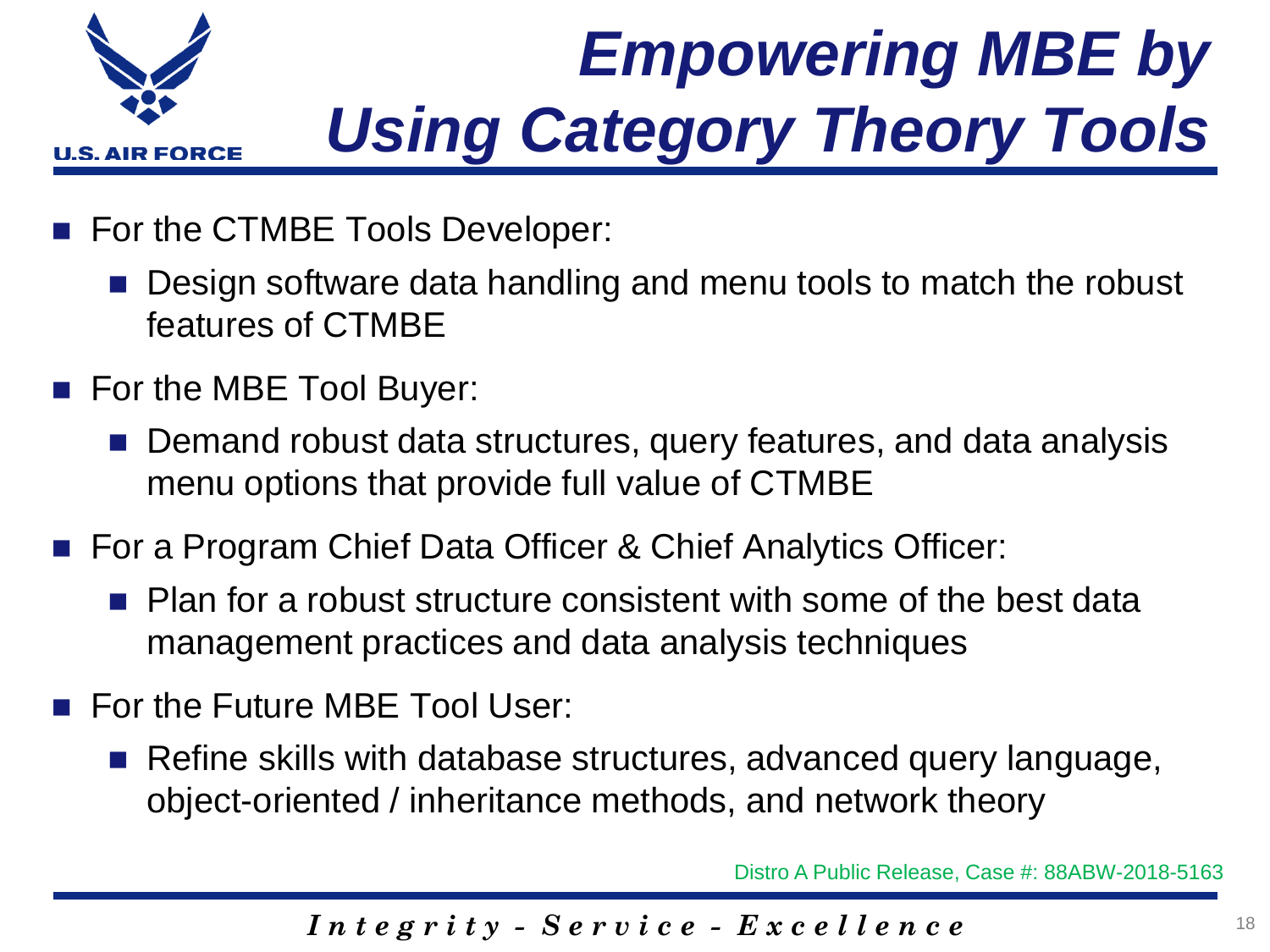# *Empowering MBE by Using Category Theory Tools*

- For the CTMBE Tools Developer:
  - Design software data handling and menu tools to match the robust features of CTMBE
- For the MBE Tool Buyer:
  - Demand robust data structures, query features, and data analysis menu options that provide full value of CTMBE
- For a Program Chief Data Officer & Chief Analytics Officer:
  - Plan for a robust structure consistent with some of the best data management practices and data analysis techniques
- For the Future MBE Tool User:
  - Refine skills with database structures, advanced query language, object-oriented / inheritance methods, and network theory

Distro A Public Release, Case #: 88ABW-2018-5163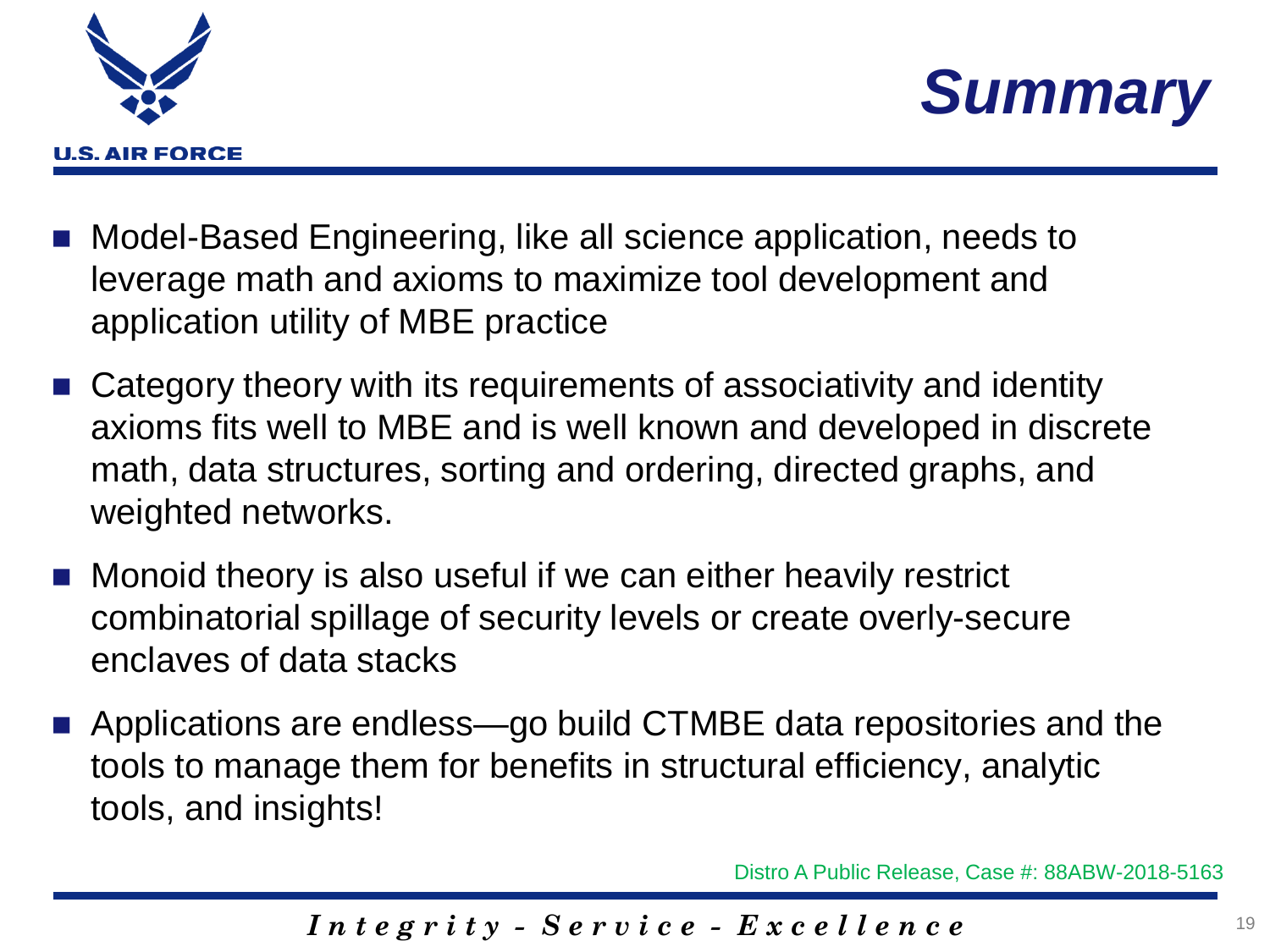# Summary

- Model-Based Engineering, like all science application, needs to leverage math and axioms to maximize tool development and application utility of MBE practice
- Category theory with its requirements of associativity and identity axioms fits well to MBE and is well known and developed in discrete math, data structures, sorting and ordering, directed graphs, and weighted networks.
- Monoid theory is also useful if we can either heavily restrict combinatorial spillage of security levels or create overly-secure enclaves of data stacks
- Applications are endless—go build CTMBE data repositories and the tools to manage them for benefits in structural efficiency, analytic tools, and insights!

Distro A Public Release, Case #: 88ABW-2018-5163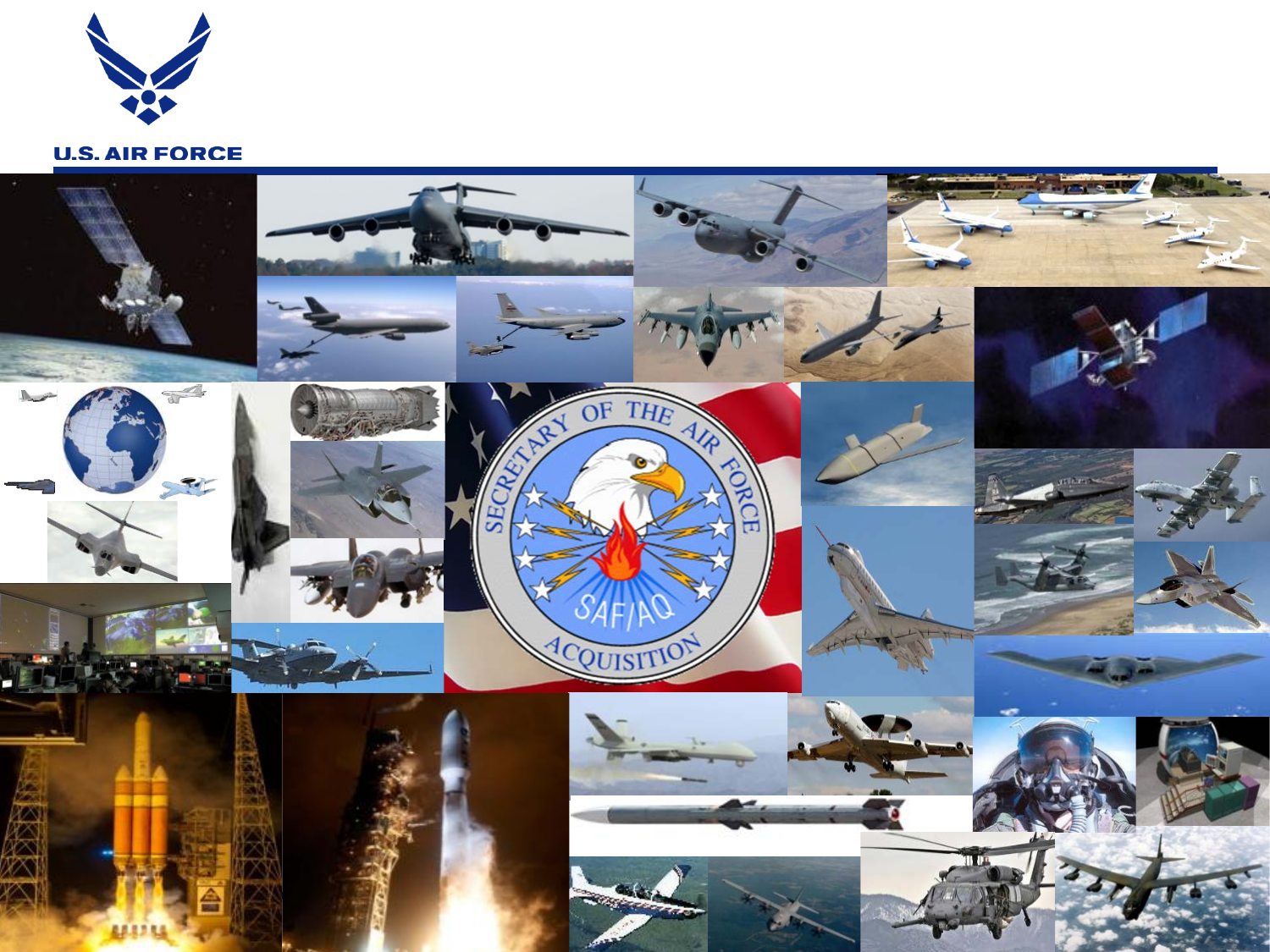U.S. AIR FORCE